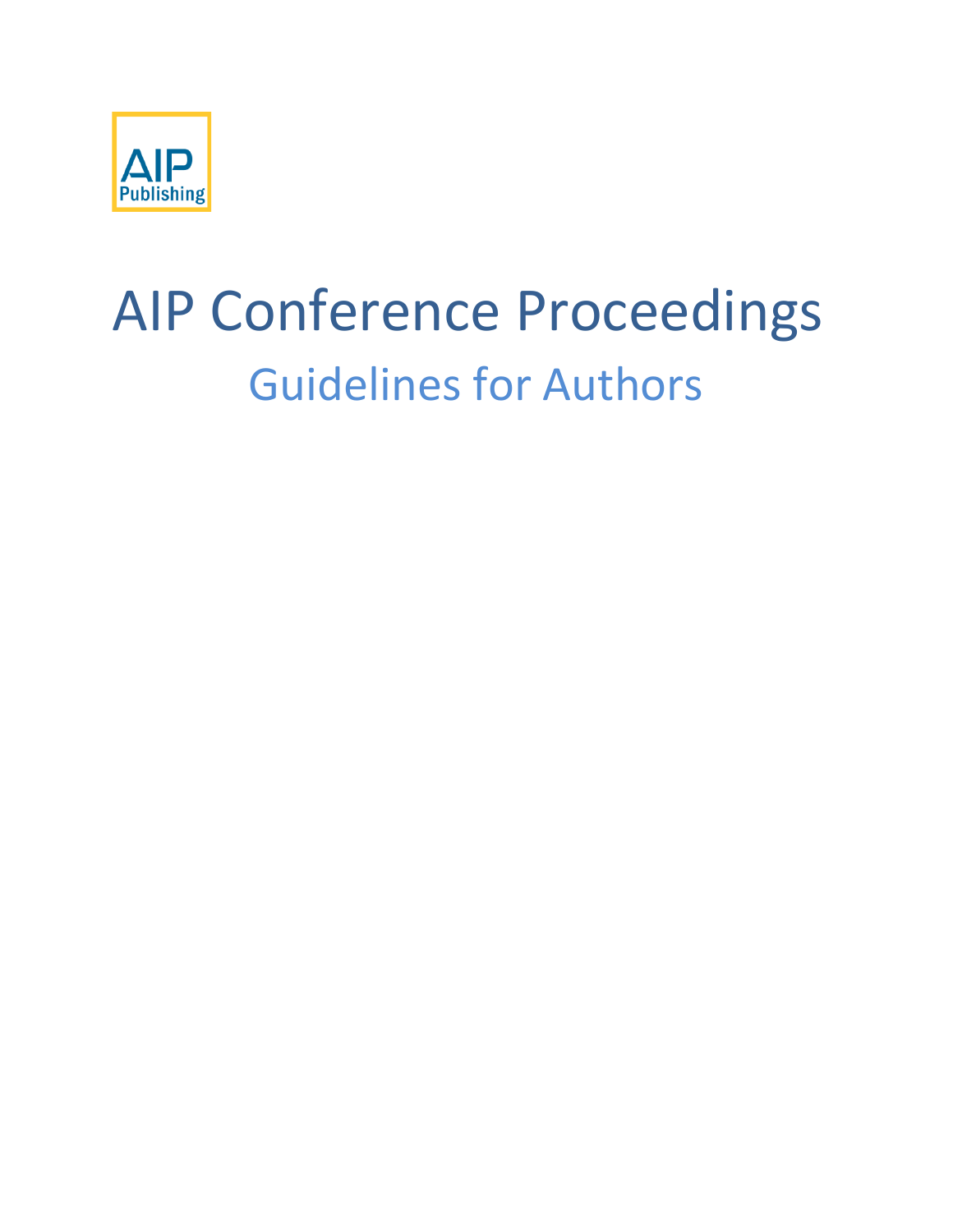AIP Publishing

# AIP Conference Proceedings

## Guidelines for Authors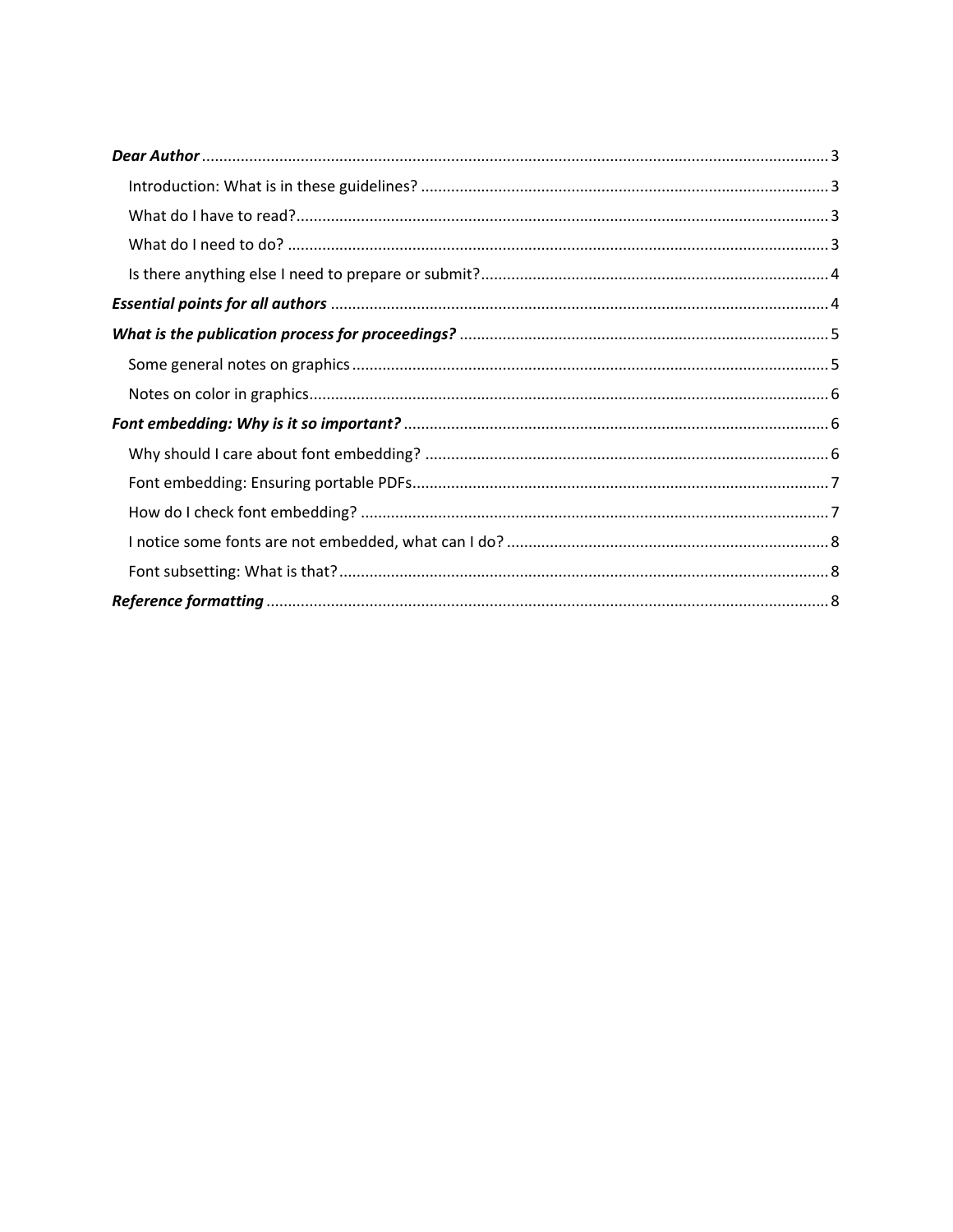***Dear Author*** ........................................................................................................................................ 3

Introduction: What is in these guidelines? ........................................................................................ 3

What do I have to read? ...................................................................................................................... 3

What do I need to do? ......................................................................................................................... 3

Is there anything else I need to prepare or submit? ............................................................................ 4

***Essential points for all authors*** ............................................................................................................ 4

***What is the publication process for proceedings?*** ................................................................................ 5

Some general notes on graphics .......................................................................................................... 5

Notes on color in graphics ................................................................................................................... 6

***Font embedding: Why is it so important?*** ............................................................................................ 6

Why should I care about font embedding? ......................................................................................... 6

Font embedding: Ensuring portable PDFs ............................................................................................ 7

How do I check font embedding? ........................................................................................................ 7

I notice some fonts are not embedded, what can I do? ...................................................................... 8

Font subsetting: What is that? ............................................................................................................. 8

***Reference formatting*** ........................................................................................................................... 8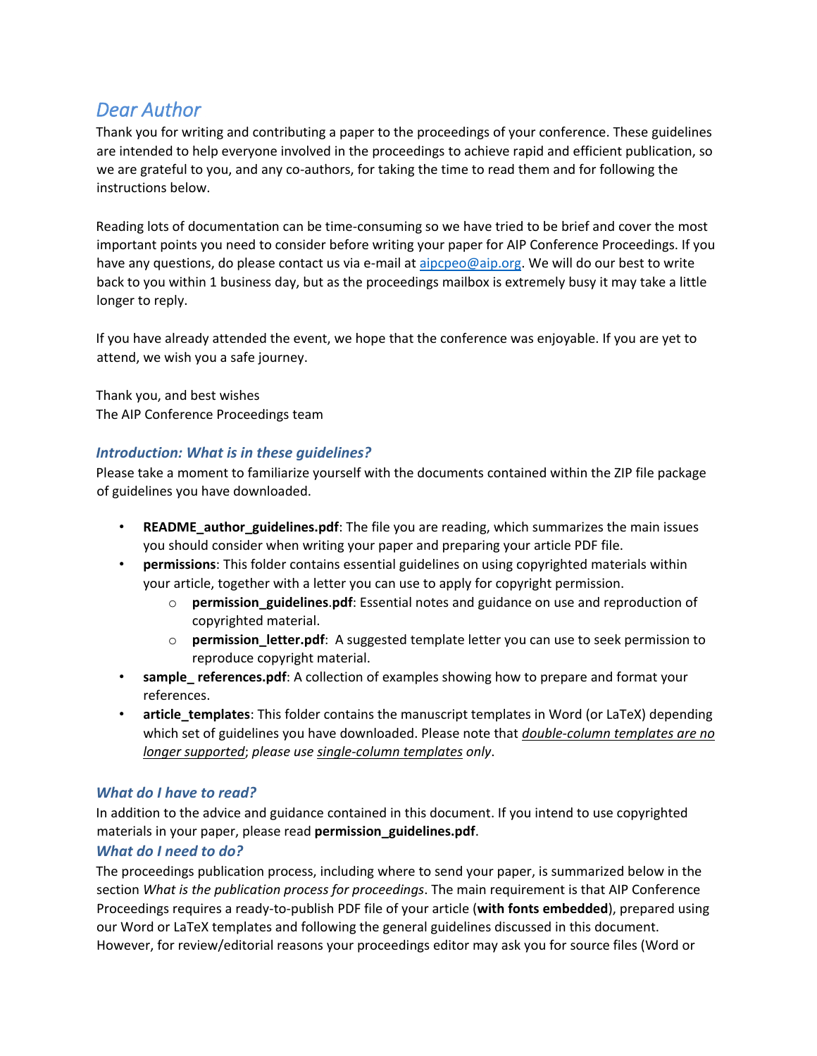## *Dear Author*

Thank you for writing and contributing a paper to the proceedings of your conference. These guidelines are intended to help everyone involved in the proceedings to achieve rapid and efficient publication, so we are grateful to you, and any co-authors, for taking the time to read them and for following the instructions below.

Reading lots of documentation can be time-consuming so we have tried to be brief and cover the most important points you need to consider before writing your paper for AIP Conference Proceedings. If you have any questions, do please contact us via e-mail at aipcpeo@aip.org. We will do our best to write back to you within 1 business day, but as the proceedings mailbox is extremely busy it may take a little longer to reply.

If you have already attended the event, we hope that the conference was enjoyable. If you are yet to attend, we wish you a safe journey.

Thank you, and best wishes
The AIP Conference Proceedings team

### *Introduction: What is in these guidelines?*

Please take a moment to familiarize yourself with the documents contained within the ZIP file package of guidelines you have downloaded.

- **README_author_guidelines.pdf**: The file you are reading, which summarizes the main issues you should consider when writing your paper and preparing your article PDF file.
- **permissions**: This folder contains essential guidelines on using copyrighted materials within your article, together with a letter you can use to apply for copyright permission.
  - **permission_guidelines**.**pdf**: Essential notes and guidance on use and reproduction of copyrighted material.
  - **permission_letter.pdf**: A suggested template letter you can use to seek permission to reproduce copyright material.
- **sample_ references.pdf**: A collection of examples showing how to prepare and format your references.
- **article_templates**: This folder contains the manuscript templates in Word (or LaTeX) depending which set of guidelines you have downloaded. Please note that *double-column templates are no longer supported*; *please use single-column templates only*.

### *What do I have to read?*

In addition to the advice and guidance contained in this document. If you intend to use copyrighted materials in your paper, please read **permission_guidelines.pdf**.

### *What do I need to do?*

The proceedings publication process, including where to send your paper, is summarized below in the section *What is the publication process for proceedings*. The main requirement is that AIP Conference Proceedings requires a ready-to-publish PDF file of your article (**with fonts embedded**), prepared using our Word or LaTeX templates and following the general guidelines discussed in this document. However, for review/editorial reasons your proceedings editor may ask you for source files (Word or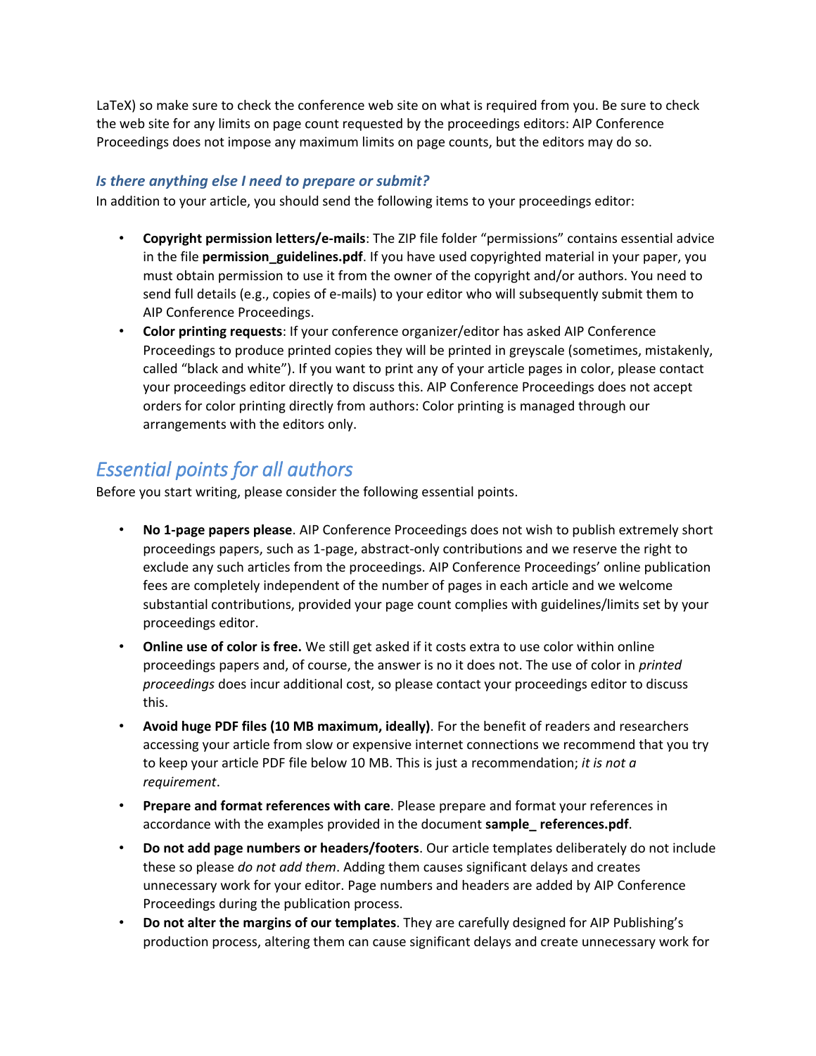LaTeX) so make sure to check the conference web site on what is required from you. Be sure to check the web site for any limits on page count requested by the proceedings editors: AIP Conference Proceedings does not impose any maximum limits on page counts, but the editors may do so.

### *Is there anything else I need to prepare or submit?*

In addition to your article, you should send the following items to your proceedings editor:

- **Copyright permission letters/e-mails**: The ZIP file folder "permissions" contains essential advice in the file **permission_guidelines.pdf**. If you have used copyrighted material in your paper, you must obtain permission to use it from the owner of the copyright and/or authors. You need to send full details (e.g., copies of e-mails) to your editor who will subsequently submit them to AIP Conference Proceedings.
- **Color printing requests**: If your conference organizer/editor has asked AIP Conference Proceedings to produce printed copies they will be printed in greyscale (sometimes, mistakenly, called "black and white"). If you want to print any of your article pages in color, please contact your proceedings editor directly to discuss this. AIP Conference Proceedings does not accept orders for color printing directly from authors: Color printing is managed through our arrangements with the editors only.

## *Essential points for all authors*

Before you start writing, please consider the following essential points.

- **No 1-page papers please**. AIP Conference Proceedings does not wish to publish extremely short proceedings papers, such as 1-page, abstract-only contributions and we reserve the right to exclude any such articles from the proceedings. AIP Conference Proceedings' online publication fees are completely independent of the number of pages in each article and we welcome substantial contributions, provided your page count complies with guidelines/limits set by your proceedings editor.
- **Online use of color is free.** We still get asked if it costs extra to use color within online proceedings papers and, of course, the answer is no it does not. The use of color in *printed proceedings* does incur additional cost, so please contact your proceedings editor to discuss this.
- **Avoid huge PDF files (10 MB maximum, ideally)**. For the benefit of readers and researchers accessing your article from slow or expensive internet connections we recommend that you try to keep your article PDF file below 10 MB. This is just a recommendation; *it is not a requirement*.
- **Prepare and format references with care**. Please prepare and format your references in accordance with the examples provided in the document **sample_ references.pdf**.
- **Do not add page numbers or headers/footers**. Our article templates deliberately do not include these so please *do not add them*. Adding them causes significant delays and creates unnecessary work for your editor. Page numbers and headers are added by AIP Conference Proceedings during the publication process.
- **Do not alter the margins of our templates**. They are carefully designed for AIP Publishing's production process, altering them can cause significant delays and create unnecessary work for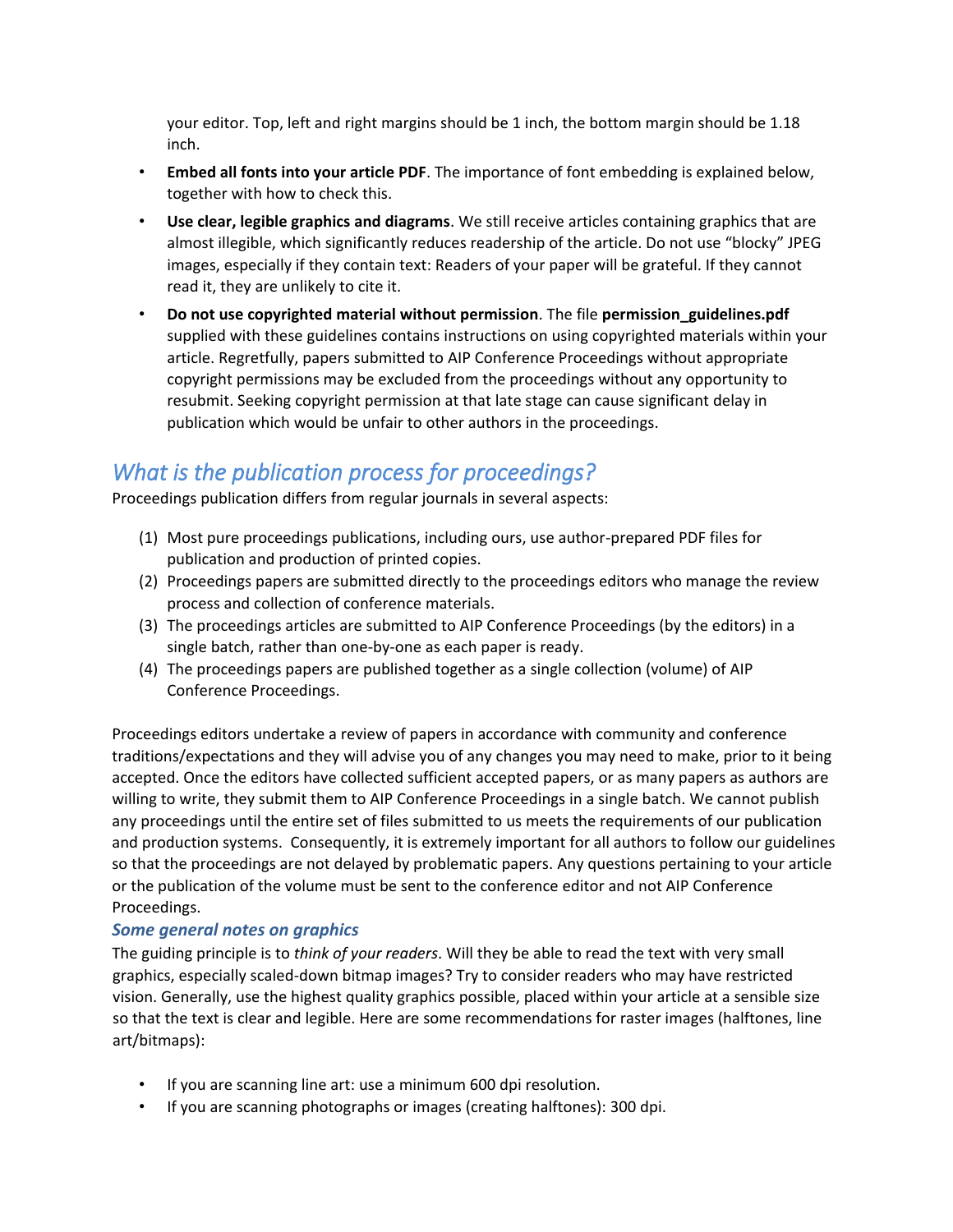your editor. Top, left and right margins should be 1 inch, the bottom margin should be 1.18 inch.

- **Embed all fonts into your article PDF**. The importance of font embedding is explained below, together with how to check this.
- **Use clear, legible graphics and diagrams**. We still receive articles containing graphics that are almost illegible, which significantly reduces readership of the article. Do not use "blocky" JPEG images, especially if they contain text: Readers of your paper will be grateful. If they cannot read it, they are unlikely to cite it.
- **Do not use copyrighted material without permission**. The file **permission_guidelines.pdf** supplied with these guidelines contains instructions on using copyrighted materials within your article. Regretfully, papers submitted to AIP Conference Proceedings without appropriate copyright permissions may be excluded from the proceedings without any opportunity to resubmit. Seeking copyright permission at that late stage can cause significant delay in publication which would be unfair to other authors in the proceedings.

## *What is the publication process for proceedings?*

Proceedings publication differs from regular journals in several aspects:

(1) Most pure proceedings publications, including ours, use author-prepared PDF files for publication and production of printed copies.
(2) Proceedings papers are submitted directly to the proceedings editors who manage the review process and collection of conference materials.
(3) The proceedings articles are submitted to AIP Conference Proceedings (by the editors) in a single batch, rather than one-by-one as each paper is ready.
(4) The proceedings papers are published together as a single collection (volume) of AIP Conference Proceedings.

Proceedings editors undertake a review of papers in accordance with community and conference traditions/expectations and they will advise you of any changes you may need to make, prior to it being accepted. Once the editors have collected sufficient accepted papers, or as many papers as authors are willing to write, they submit them to AIP Conference Proceedings in a single batch. We cannot publish any proceedings until the entire set of files submitted to us meets the requirements of our publication and production systems. Consequently, it is extremely important for all authors to follow our guidelines so that the proceedings are not delayed by problematic papers. Any questions pertaining to your article or the publication of the volume must be sent to the conference editor and not AIP Conference Proceedings.

### *Some general notes on graphics*

The guiding principle is to *think of your readers*. Will they be able to read the text with very small graphics, especially scaled-down bitmap images? Try to consider readers who may have restricted vision. Generally, use the highest quality graphics possible, placed within your article at a sensible size so that the text is clear and legible. Here are some recommendations for raster images (halftones, line art/bitmaps):

- If you are scanning line art: use a minimum 600 dpi resolution.
- If you are scanning photographs or images (creating halftones): 300 dpi.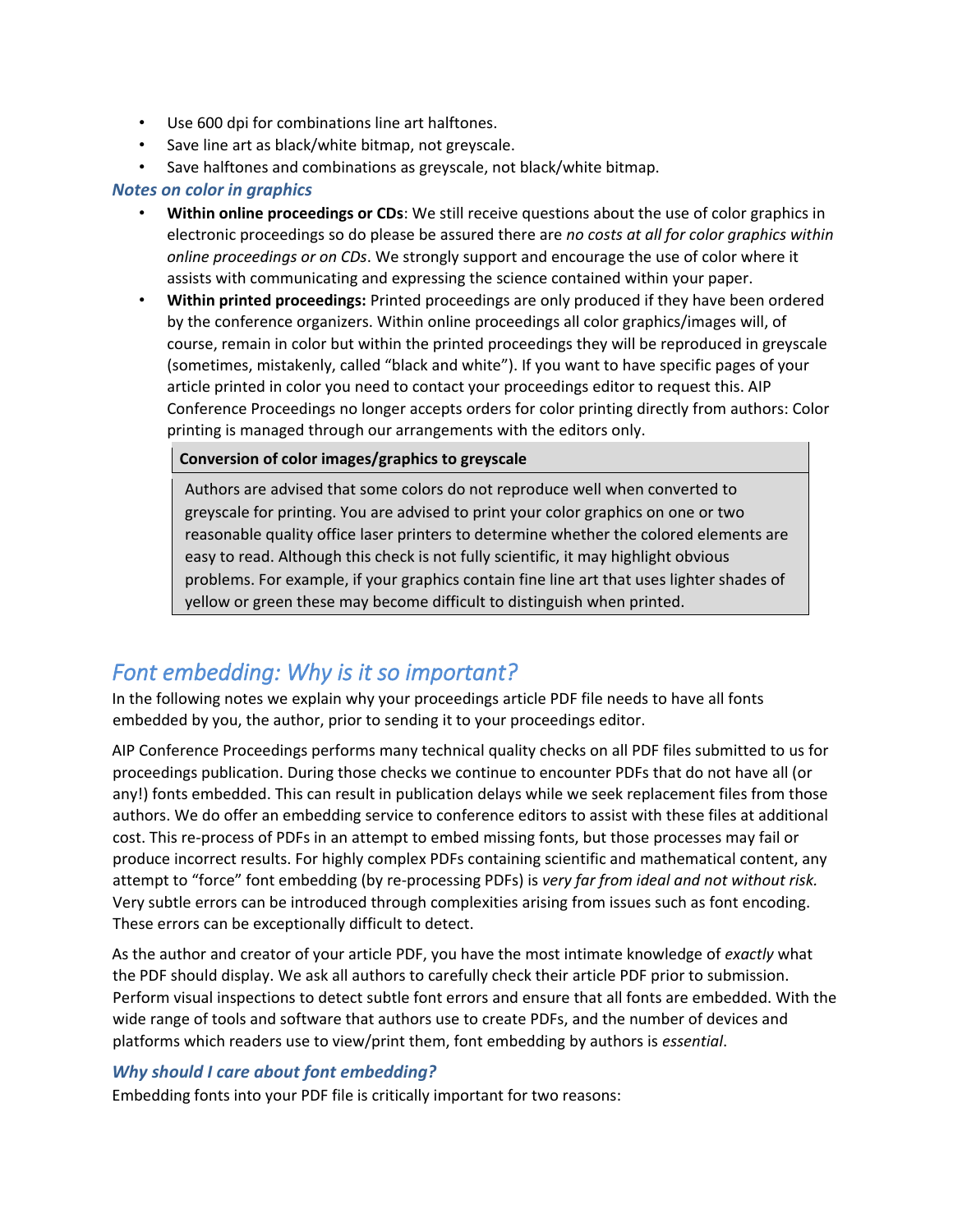- Use 600 dpi for combinations line art halftones.
- Save line art as black/white bitmap, not greyscale.
- Save halftones and combinations as greyscale, not black/white bitmap.

### *Notes on color in graphics*

- **Within online proceedings or CDs**: We still receive questions about the use of color graphics in electronic proceedings so do please be assured there are *no costs at all for color graphics within online proceedings or on CDs*. We strongly support and encourage the use of color where it assists with communicating and expressing the science contained within your paper.
- **Within printed proceedings:** Printed proceedings are only produced if they have been ordered by the conference organizers. Within online proceedings all color graphics/images will, of course, remain in color but within the printed proceedings they will be reproduced in greyscale (sometimes, mistakenly, called "black and white"). If you want to have specific pages of your article printed in color you need to contact your proceedings editor to request this. AIP Conference Proceedings no longer accepts orders for color printing directly from authors: Color printing is managed through our arrangements with the editors only.

| **Conversion of color images/graphics to greyscale** |
|---|
| Authors are advised that some colors do not reproduce well when converted to greyscale for printing. You are advised to print your color graphics on one or two reasonable quality office laser printers to determine whether the colored elements are easy to read. Although this check is not fully scientific, it may highlight obvious problems. For example, if your graphics contain fine line art that uses lighter shades of yellow or green these may become difficult to distinguish when printed. |

## *Font embedding: Why is it so important?*

In the following notes we explain why your proceedings article PDF file needs to have all fonts embedded by you, the author, prior to sending it to your proceedings editor.

AIP Conference Proceedings performs many technical quality checks on all PDF files submitted to us for proceedings publication. During those checks we continue to encounter PDFs that do not have all (or any!) fonts embedded. This can result in publication delays while we seek replacement files from those authors. We do offer an embedding service to conference editors to assist with these files at additional cost. This re-process of PDFs in an attempt to embed missing fonts, but those processes may fail or produce incorrect results. For highly complex PDFs containing scientific and mathematical content, any attempt to "force" font embedding (by re-processing PDFs) is *very far from ideal and not without risk.* Very subtle errors can be introduced through complexities arising from issues such as font encoding. These errors can be exceptionally difficult to detect.

As the author and creator of your article PDF, you have the most intimate knowledge of *exactly* what the PDF should display. We ask all authors to carefully check their article PDF prior to submission. Perform visual inspections to detect subtle font errors and ensure that all fonts are embedded. With the wide range of tools and software that authors use to create PDFs, and the number of devices and platforms which readers use to view/print them, font embedding by authors is *essential*.

### *Why should I care about font embedding?*

Embedding fonts into your PDF file is critically important for two reasons: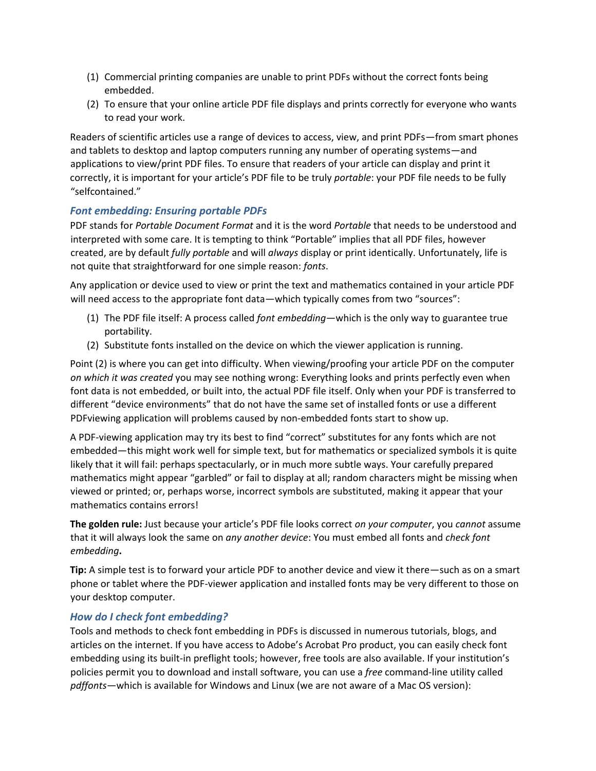(1) Commercial printing companies are unable to print PDFs without the correct fonts being embedded.
(2) To ensure that your online article PDF file displays and prints correctly for everyone who wants to read your work.

Readers of scientific articles use a range of devices to access, view, and print PDFs—from smart phones and tablets to desktop and laptop computers running any number of operating systems—and applications to view/print PDF files. To ensure that readers of your article can display and print it correctly, it is important for your article's PDF file to be truly *portable*: your PDF file needs to be fully "selfcontained."

### *Font embedding: Ensuring portable PDFs*

PDF stands for *Portable Document Format* and it is the word *Portable* that needs to be understood and interpreted with some care. It is tempting to think "Portable" implies that all PDF files, however created, are by default *fully portable* and will *always* display or print identically. Unfortunately, life is not quite that straightforward for one simple reason: *fonts*.

Any application or device used to view or print the text and mathematics contained in your article PDF will need access to the appropriate font data—which typically comes from two "sources":

(1) The PDF file itself: A process called *font embedding*—which is the only way to guarantee true portability.
(2) Substitute fonts installed on the device on which the viewer application is running.

Point (2) is where you can get into difficulty. When viewing/proofing your article PDF on the computer *on which it was created* you may see nothing wrong: Everything looks and prints perfectly even when font data is not embedded, or built into, the actual PDF file itself. Only when your PDF is transferred to different "device environments" that do not have the same set of installed fonts or use a different PDFviewing application will problems caused by non-embedded fonts start to show up.

A PDF-viewing application may try its best to find "correct" substitutes for any fonts which are not embedded—this might work well for simple text, but for mathematics or specialized symbols it is quite likely that it will fail: perhaps spectacularly, or in much more subtle ways. Your carefully prepared mathematics might appear "garbled" or fail to display at all; random characters might be missing when viewed or printed; or, perhaps worse, incorrect symbols are substituted, making it appear that your mathematics contains errors!

**The golden rule:** Just because your article's PDF file looks correct *on your computer*, you *cannot* assume that it will always look the same on *any another device*: You must embed all fonts and *check font embedding***.**

**Tip:** A simple test is to forward your article PDF to another device and view it there—such as on a smart phone or tablet where the PDF-viewer application and installed fonts may be very different to those on your desktop computer.

### *How do I check font embedding?*

Tools and methods to check font embedding in PDFs is discussed in numerous tutorials, blogs, and articles on the internet. If you have access to Adobe's Acrobat Pro product, you can easily check font embedding using its built-in preflight tools; however, free tools are also available. If your institution's policies permit you to download and install software, you can use a *free* command-line utility called *pdffonts*—which is available for Windows and Linux (we are not aware of a Mac OS version):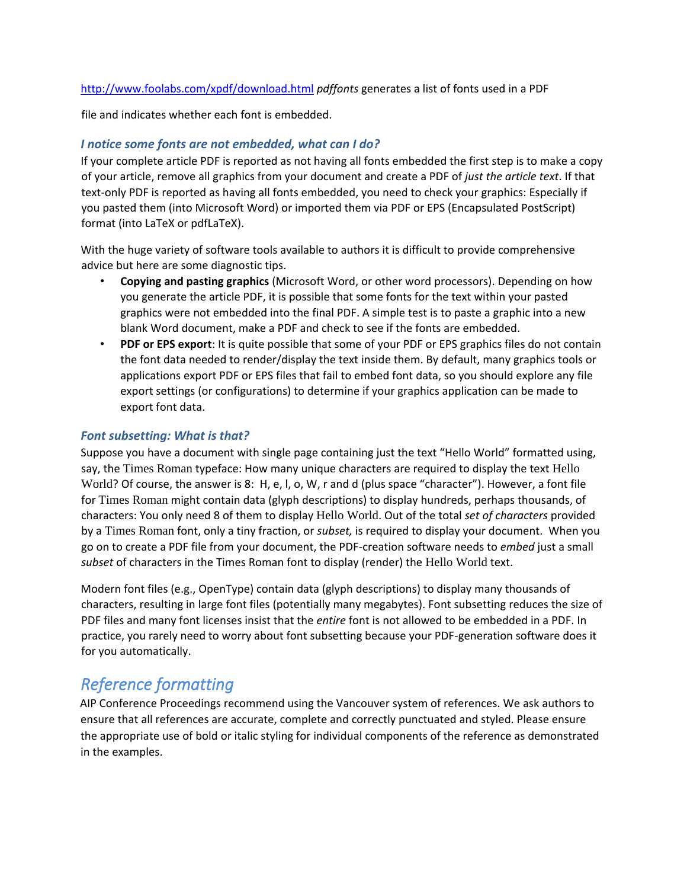http://www.foolabs.com/xpdf/download.html *pdffonts* generates a list of fonts used in a PDF file and indicates whether each font is embedded.

### *I notice some fonts are not embedded, what can I do?*

If your complete article PDF is reported as not having all fonts embedded the first step is to make a copy of your article, remove all graphics from your document and create a PDF of *just the article text*. If that text-only PDF is reported as having all fonts embedded, you need to check your graphics: Especially if you pasted them (into Microsoft Word) or imported them via PDF or EPS (Encapsulated PostScript) format (into LaTeX or pdfLaTeX).

With the huge variety of software tools available to authors it is difficult to provide comprehensive advice but here are some diagnostic tips.

- **Copying and pasting graphics** (Microsoft Word, or other word processors). Depending on how you generate the article PDF, it is possible that some fonts for the text within your pasted graphics were not embedded into the final PDF. A simple test is to paste a graphic into a new blank Word document, make a PDF and check to see if the fonts are embedded.
- **PDF or EPS export**: It is quite possible that some of your PDF or EPS graphics files do not contain the font data needed to render/display the text inside them. By default, many graphics tools or applications export PDF or EPS files that fail to embed font data, so you should explore any file export settings (or configurations) to determine if your graphics application can be made to export font data.

### *Font subsetting: What is that?*

Suppose you have a document with single page containing just the text "Hello World" formatted using, say, the Times Roman typeface: How many unique characters are required to display the text Hello World? Of course, the answer is 8: H, e, l, o, W, r and d (plus space "character"). However, a font file for Times Roman might contain data (glyph descriptions) to display hundreds, perhaps thousands, of characters: You only need 8 of them to display Hello World. Out of the total *set of characters* provided by a Times Roman font, only a tiny fraction, or *subset,* is required to display your document. When you go on to create a PDF file from your document, the PDF-creation software needs to *embed* just a small *subset* of characters in the Times Roman font to display (render) the Hello World text.

Modern font files (e.g., OpenType) contain data (glyph descriptions) to display many thousands of characters, resulting in large font files (potentially many megabytes). Font subsetting reduces the size of PDF files and many font licenses insist that the *entire* font is not allowed to be embedded in a PDF. In practice, you rarely need to worry about font subsetting because your PDF-generation software does it for you automatically.

## *Reference formatting*

AIP Conference Proceedings recommend using the Vancouver system of references. We ask authors to ensure that all references are accurate, complete and correctly punctuated and styled. Please ensure the appropriate use of bold or italic styling for individual components of the reference as demonstrated in the examples.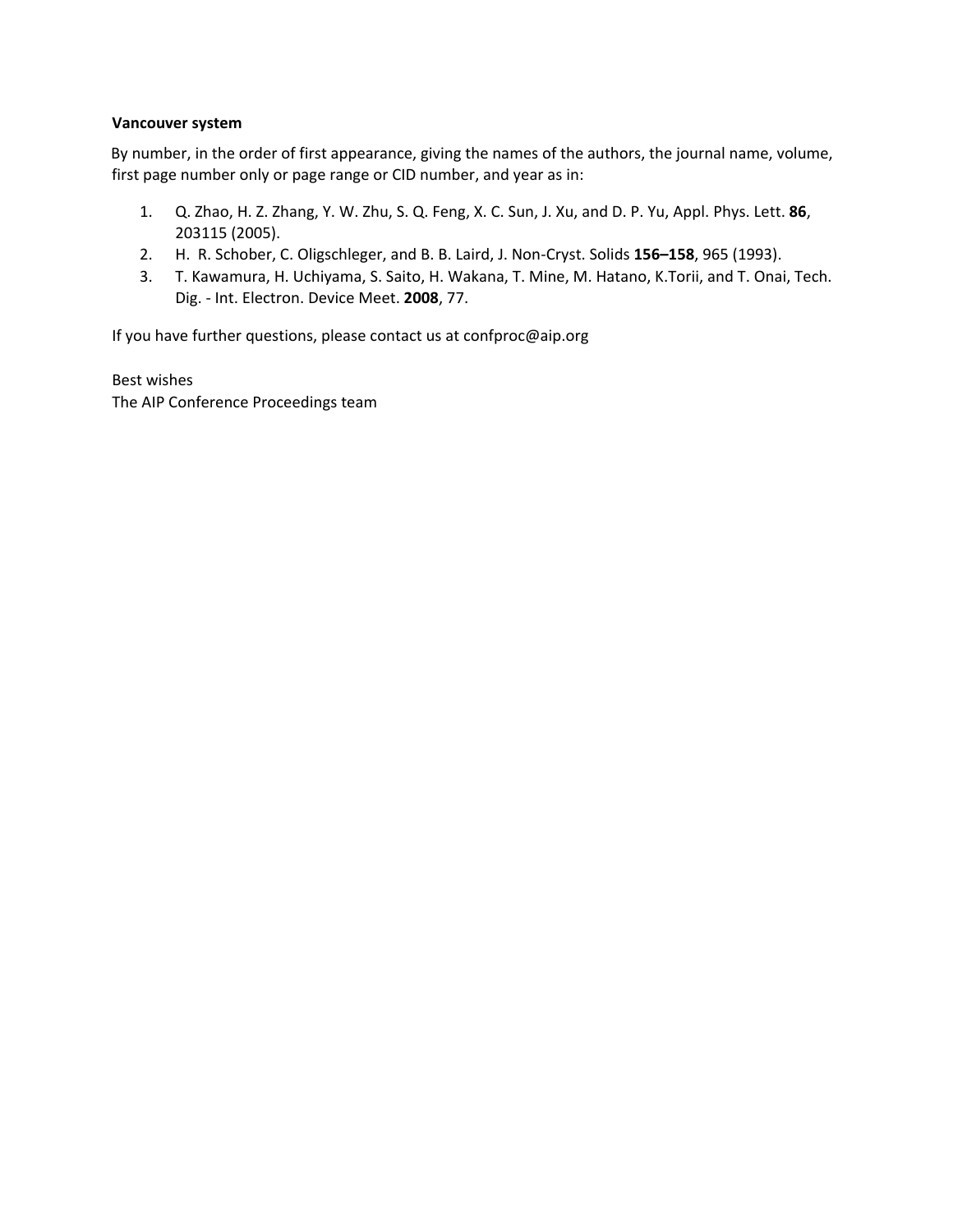**Vancouver system**

By number, in the order of first appearance, giving the names of the authors, the journal name, volume, first page number only or page range or CID number, and year as in:

1. Q. Zhao, H. Z. Zhang, Y. W. Zhu, S. Q. Feng, X. C. Sun, J. Xu, and D. P. Yu, Appl. Phys. Lett. **86**, 203115 (2005).
2. H. R. Schober, C. Oligschleger, and B. B. Laird, J. Non-Cryst. Solids **156–158**, 965 (1993).
3. T. Kawamura, H. Uchiyama, S. Saito, H. Wakana, T. Mine, M. Hatano, K.Torii, and T. Onai, Tech. Dig. - Int. Electron. Device Meet. **2008**, 77.

If you have further questions, please contact us at confproc@aip.org

Best wishes
The AIP Conference Proceedings team